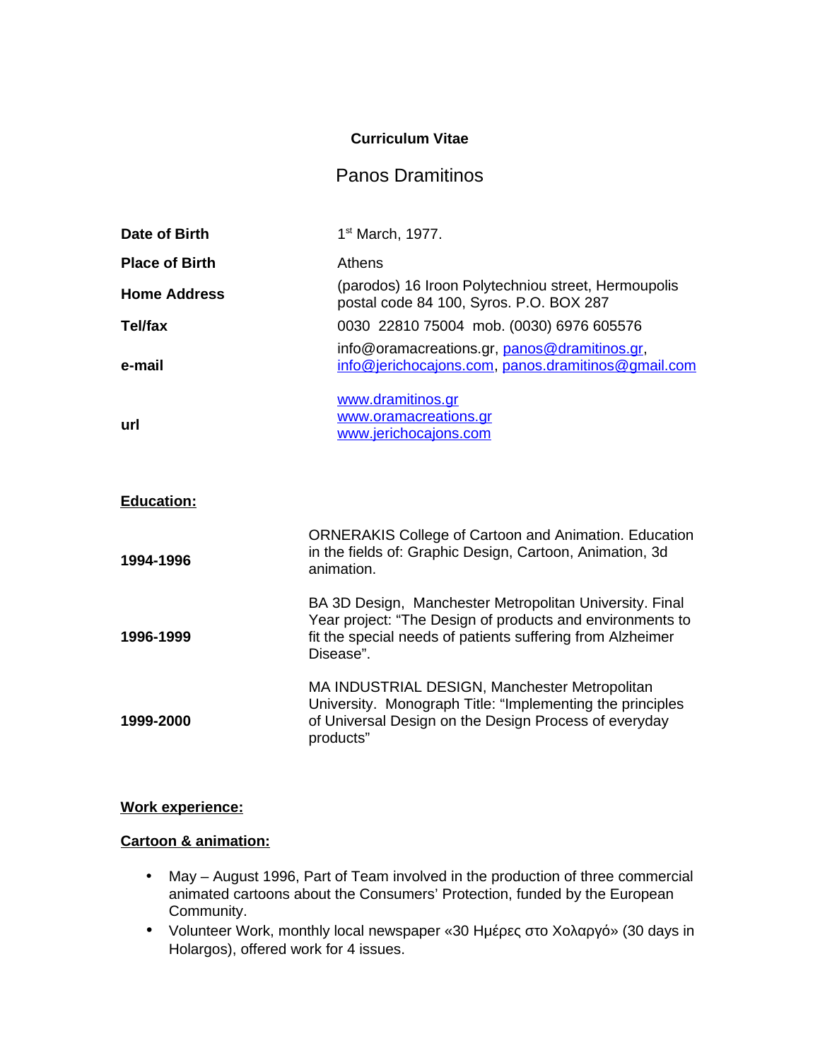**Curriculum Vitae**

Panos Dramitinos

| | |
|---|---|
| **Date of Birth** | 1st March, 1977. |
| **Place of Birth** | Athens |
| **Home Address** | (parodos) 16 Iroon Polytechniou street, Hermoupolis postal code 84 100, Syros. P.O. BOX 287 |
| **Tel/fax** | 0030 22810 75004 mob. (0030) 6976 605576 |
| **e-mail** | info@oramacreations.gr, panos@dramitinos.gr, info@jerichocajons.com, panos.dramitinos@gmail.com |
| **url** | www.dramitinos.gr<br>www.oramacreations.gr<br>www.jerichocajons.com |

**Education:**

| | |
|---|---|
| **1994-1996** | ORNERAKIS College of Cartoon and Animation. Education in the fields of: Graphic Design, Cartoon, Animation, 3d animation. |
| **1996-1999** | BA 3D Design, Manchester Metropolitan University. Final Year project: "The Design of products and environments to fit the special needs of patients suffering from Alzheimer Disease". |
| **1999-2000** | MA INDUSTRIAL DESIGN, Manchester Metropolitan University. Monograph Title: "Implementing the principles of Universal Design on the Design Process of everyday products" |

**Work experience:**

**Cartoon & animation:**

- May – August 1996, Part of Team involved in the production of three commercial animated cartoons about the Consumers' Protection, funded by the European Community.
- Volunteer Work, monthly local newspaper «30 Ημέρες στο Χολαργό» (30 days in Holargos), offered work for 4 issues.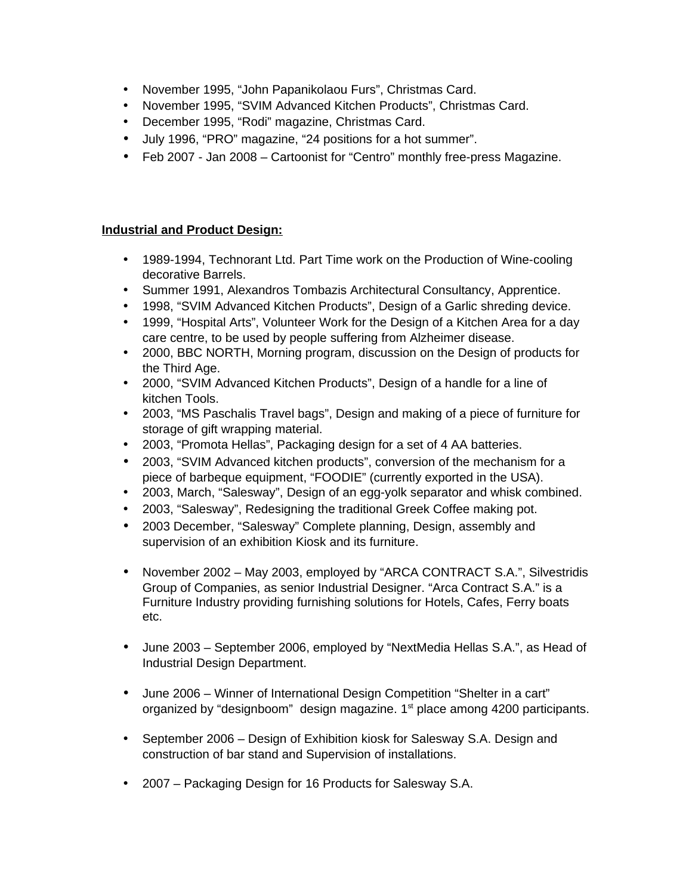- November 1995, “John Papanikolaou Furs”, Christmas Card.
- November 1995, “SVIM Advanced Kitchen Products”, Christmas Card.
- December 1995, “Rodi” magazine, Christmas Card.
- July 1996, “PRO” magazine, “24 positions for a hot summer”.
- Feb 2007 - Jan 2008 – Cartoonist for “Centro” monthly free-press Magazine.

**Industrial and Product Design:**

- 1989-1994, Technorant Ltd. Part Time work on the Production of Wine-cooling decorative Barrels.
- Summer 1991, Alexandros Tombazis Architectural Consultancy, Apprentice.
- 1998, “SVIM Advanced Kitchen Products”, Design of a Garlic shreding device.
- 1999, “Hospital Arts”, Volunteer Work for the Design of a Kitchen Area for a day care centre, to be used by people suffering from Alzheimer disease.
- 2000, BBC NORTH, Morning program, discussion on the Design of products for the Third Age.
- 2000, “SVIM Advanced Kitchen Products”, Design of a handle for a line of kitchen Tools.
- 2003, “MS Paschalis Travel bags”, Design and making of a piece of furniture for storage of gift wrapping material.
- 2003, “Promota Hellas”, Packaging design for a set of 4 AA batteries.
- 2003, “SVIM Advanced kitchen products”, conversion of the mechanism for a piece of barbeque equipment, “FOODIE” (currently exported in the USA).
- 2003, March, “Salesway”, Design of an egg-yolk separator and whisk combined.
- 2003, “Salesway”, Redesigning the traditional Greek Coffee making pot.
- 2003 December, “Salesway” Complete planning, Design, assembly and supervision of an exhibition Kiosk and its furniture.

- November 2002 – May 2003, employed by “ARCA CONTRACT S.A.”, Silvestridis Group of Companies, as senior Industrial Designer. “Arca Contract S.A.” is a Furniture Industry providing furnishing solutions for Hotels, Cafes, Ferry boats etc.

- June 2003 – September 2006, employed by “NextMedia Hellas S.A.”, as Head of Industrial Design Department.

- June 2006 – Winner of International Design Competition “Shelter in a cart” organized by “designboom” design magazine. 1st place among 4200 participants.

- September 2006 – Design of Exhibition kiosk for Salesway S.A. Design and construction of bar stand and Supervision of installations.

- 2007 – Packaging Design for 16 Products for Salesway S.A.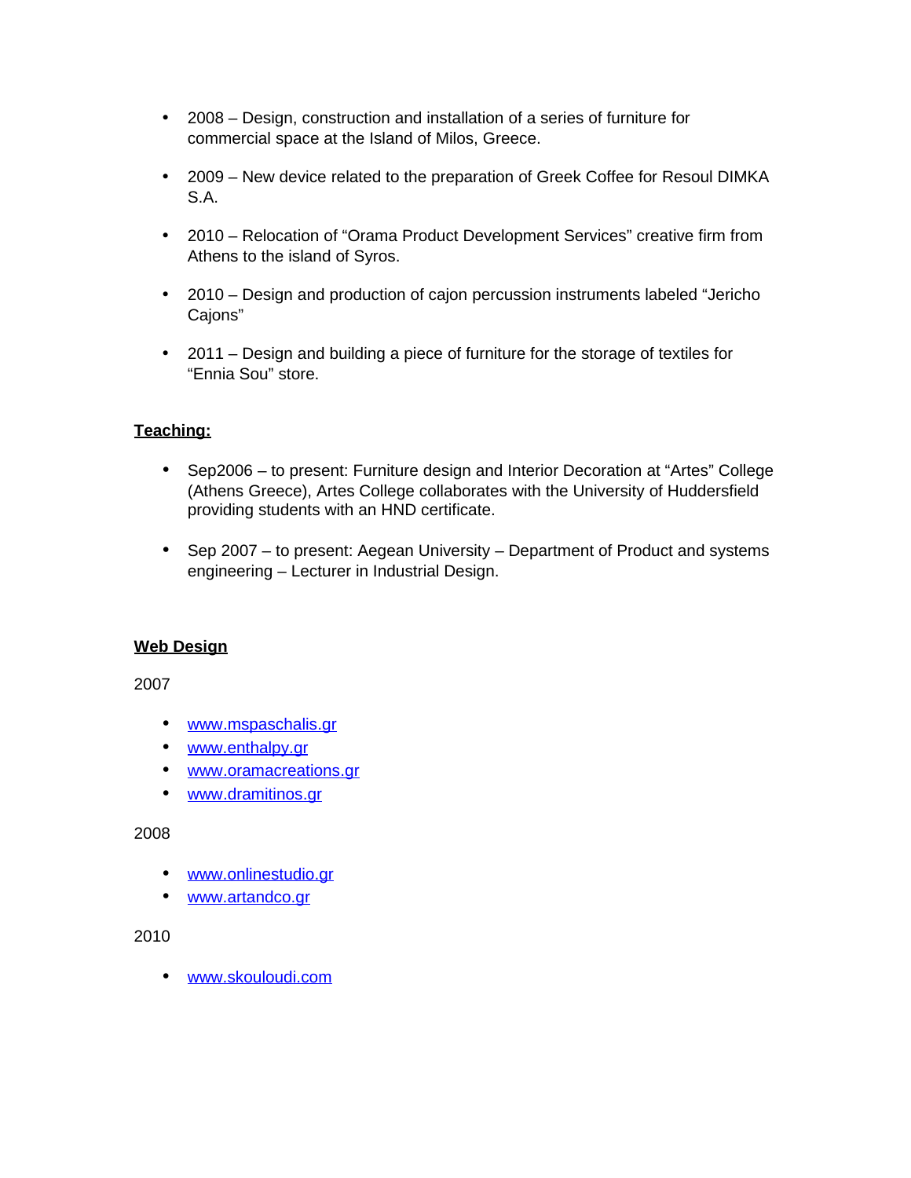- 2008 – Design, construction and installation of a series of furniture for commercial space at the Island of Milos, Greece.

- 2009 – New device related to the preparation of Greek Coffee for Resoul DIMKA S.A.

- 2010 – Relocation of “Orama Product Development Services” creative firm from Athens to the island of Syros.

- 2010 – Design and production of cajon percussion instruments labeled “Jericho Cajons”

- 2011 – Design and building a piece of furniture for the storage of textiles for “Ennia Sou” store.

**Teaching:**

- Sep2006 – to present: Furniture design and Interior Decoration at “Artes” College (Athens Greece), Artes College collaborates with the University of Huddersfield providing students with an HND certificate.

- Sep 2007 – to present: Aegean University – Department of Product and systems engineering – Lecturer in Industrial Design.

**Web Design**

2007

- www.mspaschalis.gr
- www.enthalpy.gr
- www.oramacreations.gr
- www.dramitinos.gr

2008

- www.onlinestudio.gr
- www.artandco.gr

2010

- www.skouloudi.com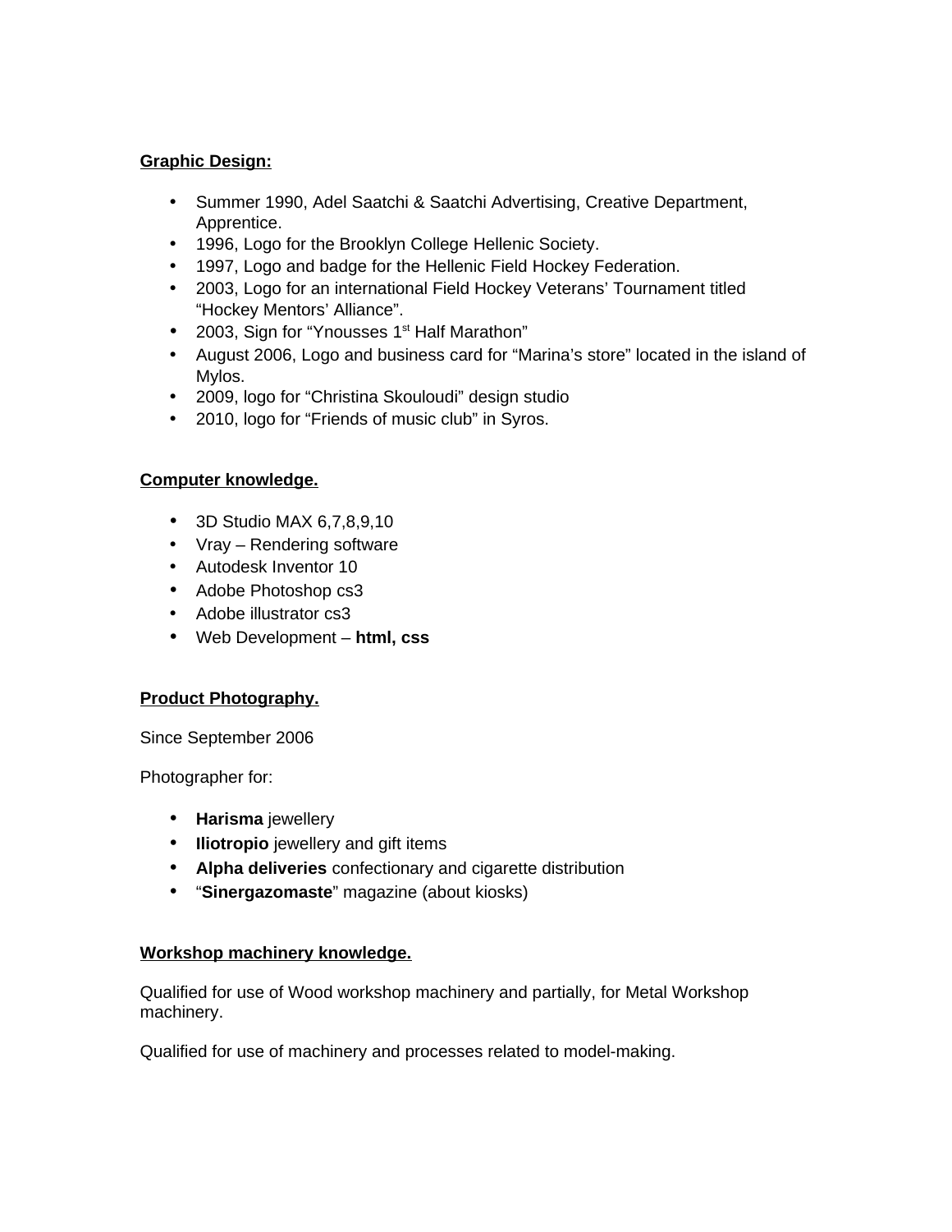**Graphic Design:**

- Summer 1990, Adel Saatchi & Saatchi Advertising, Creative Department, Apprentice.
- 1996, Logo for the Brooklyn College Hellenic Society.
- 1997, Logo and badge for the Hellenic Field Hockey Federation.
- 2003, Logo for an international Field Hockey Veterans' Tournament titled "Hockey Mentors' Alliance".
- 2003, Sign for "Ynousses 1st Half Marathon"
- August 2006, Logo and business card for "Marina's store" located in the island of Mylos.
- 2009, logo for "Christina Skouloudi" design studio
- 2010, logo for "Friends of music club" in Syros.

**Computer knowledge.**

- 3D Studio MAX 6,7,8,9,10
- Vray – Rendering software
- Autodesk Inventor 10
- Adobe Photoshop cs3
- Adobe illustrator cs3
- Web Development – **html, css**

**Product Photography.**

Since September 2006

Photographer for:

- **Harisma** jewellery
- **Iliotropio** jewellery and gift items
- **Alpha deliveries** confectionary and cigarette distribution
- "**Sinergazomaste**" magazine (about kiosks)

**Workshop machinery knowledge.**

Qualified for use of Wood workshop machinery and partially, for Metal Workshop machinery.

Qualified for use of machinery and processes related to model-making.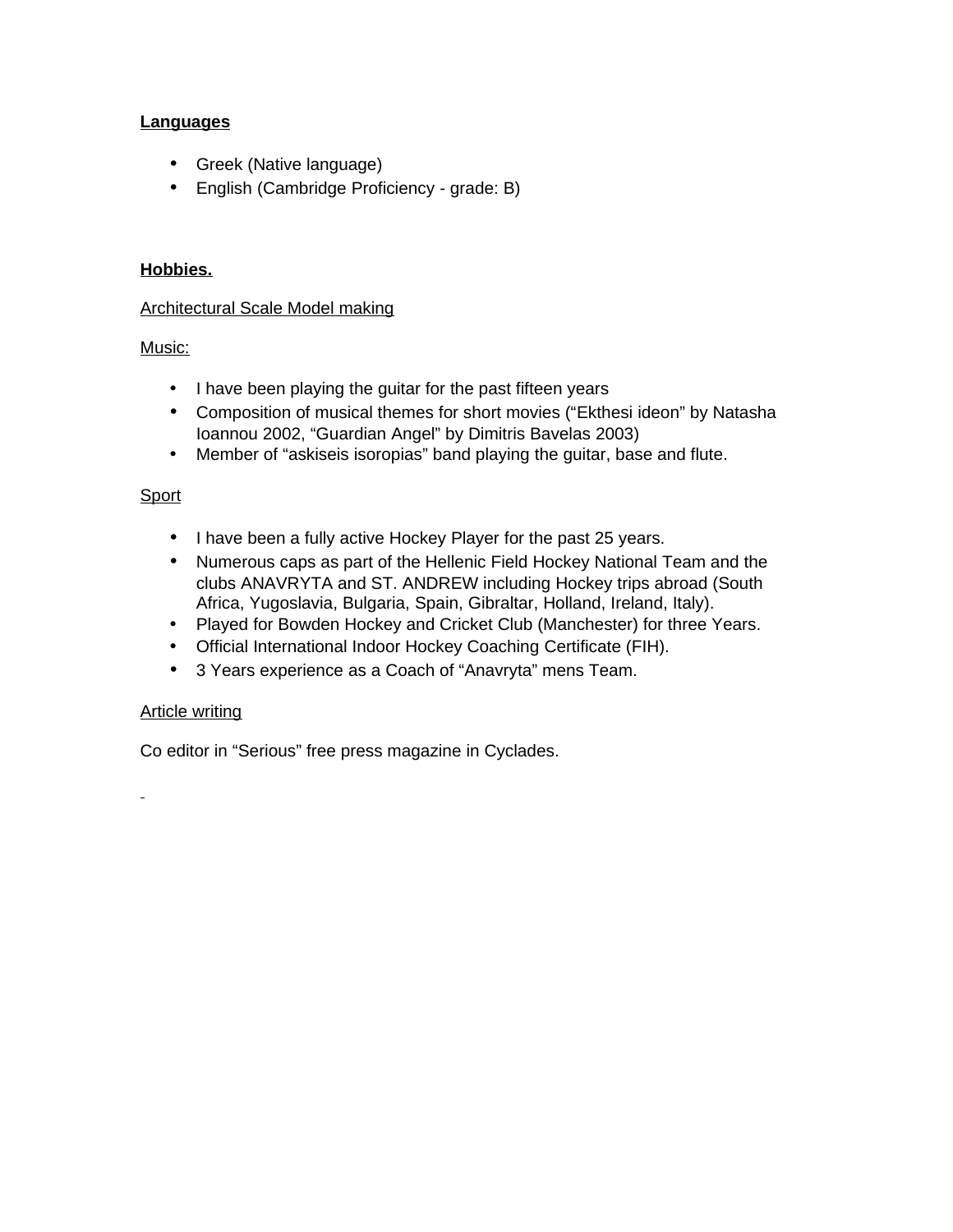**Languages**

- Greek (Native language)
- English (Cambridge Proficiency - grade: B)

**Hobbies.**

Architectural Scale Model making

Music:

- I have been playing the guitar for the past fifteen years
- Composition of musical themes for short movies ("Ekthesi ideon" by Natasha Ioannou 2002, "Guardian Angel" by Dimitris Bavelas 2003)
- Member of "askiseis isoropias" band playing the guitar, base and flute.

Sport

- I have been a fully active Hockey Player for the past 25 years.
- Numerous caps as part of the Hellenic Field Hockey National Team and the clubs ANAVRYTA and ST. ANDREW including Hockey trips abroad (South Africa, Yugoslavia, Bulgaria, Spain, Gibraltar, Holland, Ireland, Italy).
- Played for Bowden Hockey and Cricket Club (Manchester) for three Years.
- Official International Indoor Hockey Coaching Certificate (FIH).
- 3 Years experience as a Coach of "Anavryta" mens Team.

Article writing

Co editor in "Serious" free press magazine in Cyclades.